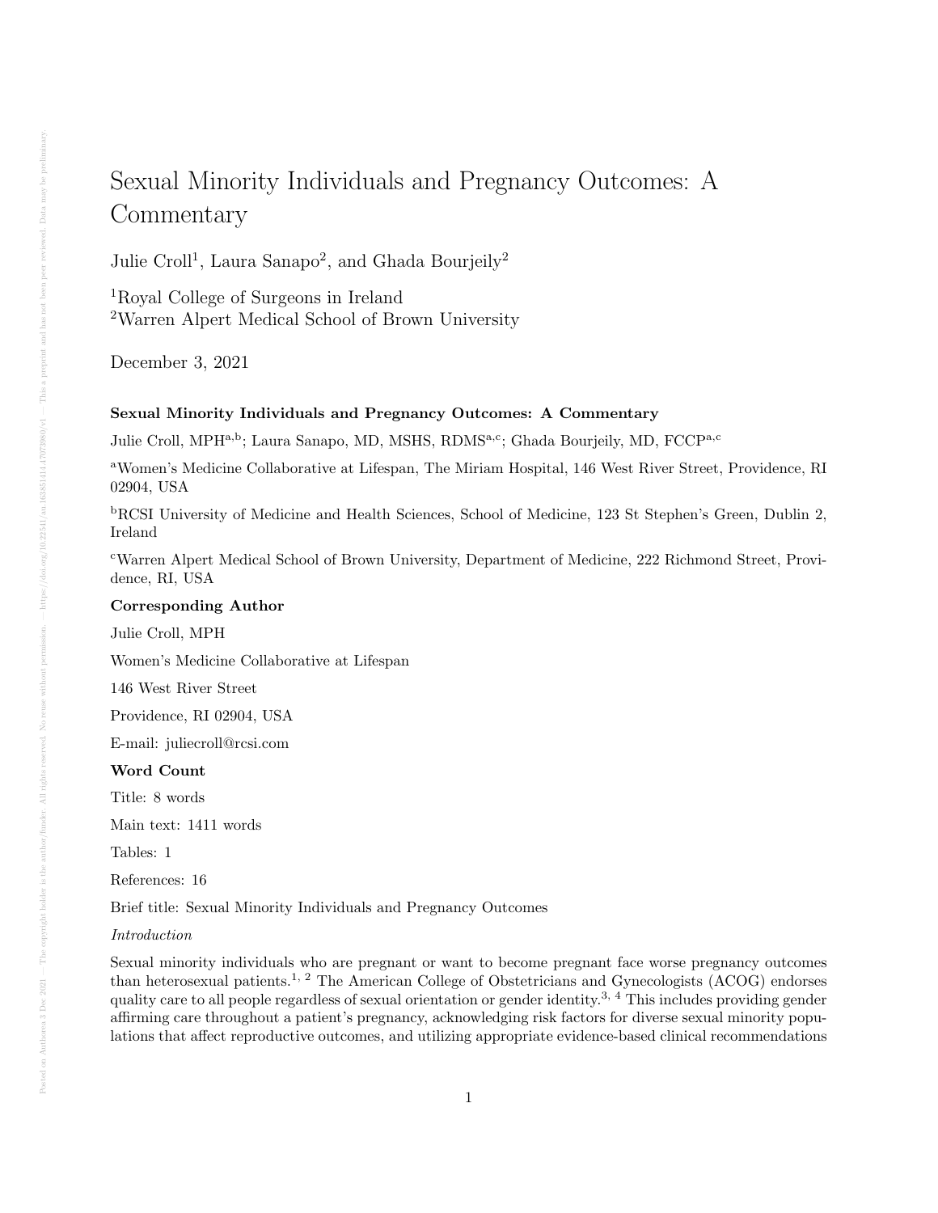# Sexual Minority Individuals and Pregnancy Outcomes: A Commentary

Julie Croll[1], Laura Sanapo[2], and Ghada Bourjeily[2]

[1]Royal College of Surgeons in Ireland
[2]Warren Alpert Medical School of Brown University

December 3, 2021

**Sexual Minority Individuals and Pregnancy Outcomes: A Commentary**

Julie Croll, MPH[a,b]; Laura Sanapo, MD, MSHS, RDMS[a,c]; Ghada Bourjeily, MD, FCCP[a,c]

[a]Women's Medicine Collaborative at Lifespan, The Miriam Hospital, 146 West River Street, Providence, RI 02904, USA

[b]RCSI University of Medicine and Health Sciences, School of Medicine, 123 St Stephen's Green, Dublin 2, Ireland

[c]Warren Alpert Medical School of Brown University, Department of Medicine, 222 Richmond Street, Providence, RI, USA

**Corresponding Author**

Julie Croll, MPH

Women's Medicine Collaborative at Lifespan

146 West River Street

Providence, RI 02904, USA

E-mail: juliecroll@rcsi.com

**Word Count**

Title: 8 words

Main text: 1411 words

Tables: 1

References: 16

Brief title: Sexual Minority Individuals and Pregnancy Outcomes

*Introduction*

Sexual minority individuals who are pregnant or want to become pregnant face worse pregnancy outcomes than heterosexual patients.[1, 2] The American College of Obstetricians and Gynecologists (ACOG) endorses quality care to all people regardless of sexual orientation or gender identity.[3, 4] This includes providing gender affirming care throughout a patient's pregnancy, acknowledging risk factors for diverse sexual minority populations that affect reproductive outcomes, and utilizing appropriate evidence-based clinical recommendations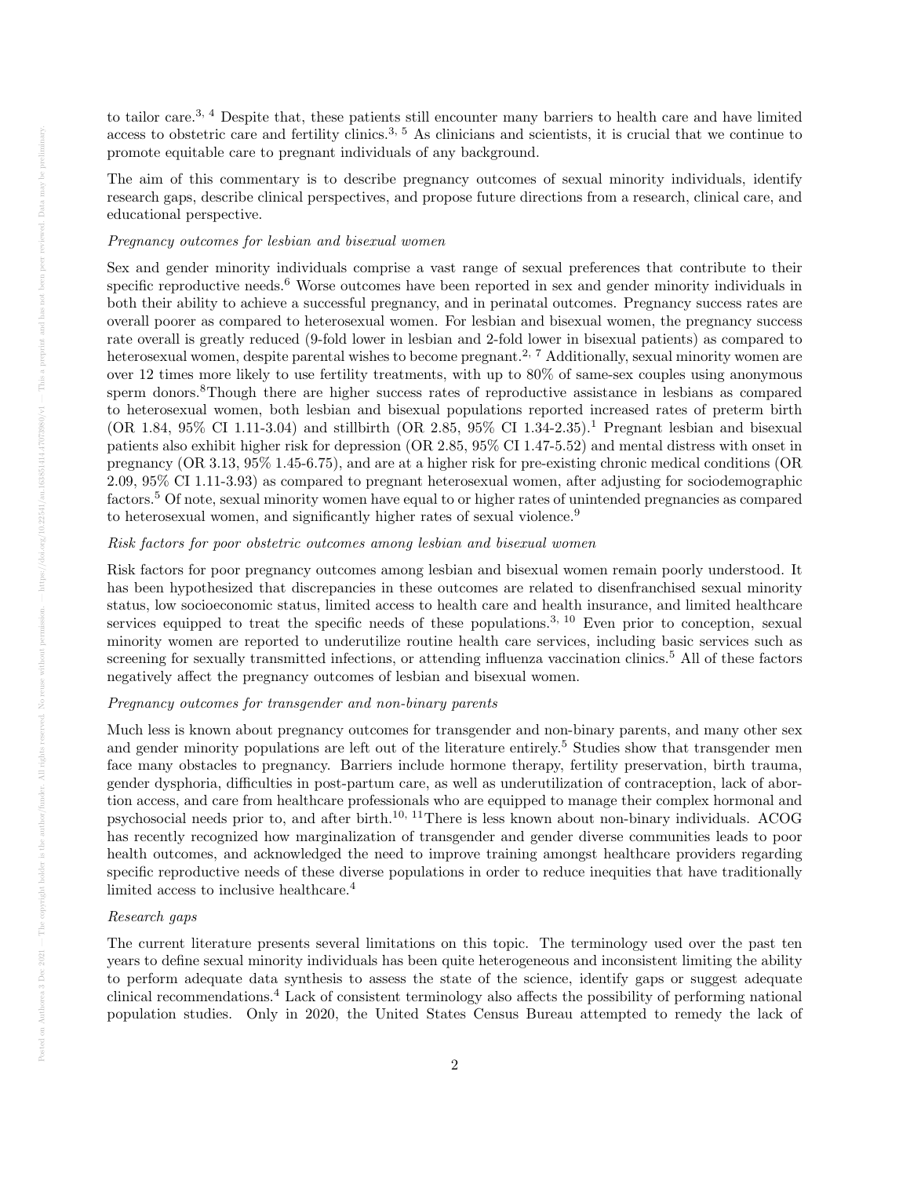to tailor care.[3, 4] Despite that, these patients still encounter many barriers to health care and have limited access to obstetric care and fertility clinics.[3, 5] As clinicians and scientists, it is crucial that we continue to promote equitable care to pregnant individuals of any background.

The aim of this commentary is to describe pregnancy outcomes of sexual minority individuals, identify research gaps, describe clinical perspectives, and propose future directions from a research, clinical care, and educational perspective.

*Pregnancy outcomes for lesbian and bisexual women*

Sex and gender minority individuals comprise a vast range of sexual preferences that contribute to their specific reproductive needs.[6] Worse outcomes have been reported in sex and gender minority individuals in both their ability to achieve a successful pregnancy, and in perinatal outcomes. Pregnancy success rates are overall poorer as compared to heterosexual women. For lesbian and bisexual women, the pregnancy success rate overall is greatly reduced (9-fold lower in lesbian and 2-fold lower in bisexual patients) as compared to heterosexual women, despite parental wishes to become pregnant.[2, 7] Additionally, sexual minority women are over 12 times more likely to use fertility treatments, with up to 80% of same-sex couples using anonymous sperm donors.[8]Though there are higher success rates of reproductive assistance in lesbians as compared to heterosexual women, both lesbian and bisexual populations reported increased rates of preterm birth (OR 1.84, 95% CI 1.11-3.04) and stillbirth (OR 2.85, 95% CI 1.34-2.35).[1] Pregnant lesbian and bisexual patients also exhibit higher risk for depression (OR 2.85, 95% CI 1.47-5.52) and mental distress with onset in pregnancy (OR 3.13, 95% 1.45-6.75), and are at a higher risk for pre-existing chronic medical conditions (OR 2.09, 95% CI 1.11-3.93) as compared to pregnant heterosexual women, after adjusting for sociodemographic factors.[5] Of note, sexual minority women have equal to or higher rates of unintended pregnancies as compared to heterosexual women, and significantly higher rates of sexual violence.[9]

*Risk factors for poor obstetric outcomes among lesbian and bisexual women*

Risk factors for poor pregnancy outcomes among lesbian and bisexual women remain poorly understood. It has been hypothesized that discrepancies in these outcomes are related to disenfranchised sexual minority status, low socioeconomic status, limited access to health care and health insurance, and limited healthcare services equipped to treat the specific needs of these populations.[3, 10] Even prior to conception, sexual minority women are reported to underutilize routine health care services, including basic services such as screening for sexually transmitted infections, or attending influenza vaccination clinics.[5] All of these factors negatively affect the pregnancy outcomes of lesbian and bisexual women.

*Pregnancy outcomes for transgender and non-binary parents*

Much less is known about pregnancy outcomes for transgender and non-binary parents, and many other sex and gender minority populations are left out of the literature entirely.[5] Studies show that transgender men face many obstacles to pregnancy. Barriers include hormone therapy, fertility preservation, birth trauma, gender dysphoria, difficulties in post-partum care, as well as underutilization of contraception, lack of abortion access, and care from healthcare professionals who are equipped to manage their complex hormonal and psychosocial needs prior to, and after birth.[10, 11]There is less known about non-binary individuals. ACOG has recently recognized how marginalization of transgender and gender diverse communities leads to poor health outcomes, and acknowledged the need to improve training amongst healthcare providers regarding specific reproductive needs of these diverse populations in order to reduce inequities that have traditionally limited access to inclusive healthcare.[4]

*Research gaps*

The current literature presents several limitations on this topic. The terminology used over the past ten years to define sexual minority individuals has been quite heterogeneous and inconsistent limiting the ability to perform adequate data synthesis to assess the state of the science, identify gaps or suggest adequate clinical recommendations.[4] Lack of consistent terminology also affects the possibility of performing national population studies. Only in 2020, the United States Census Bureau attempted to remedy the lack of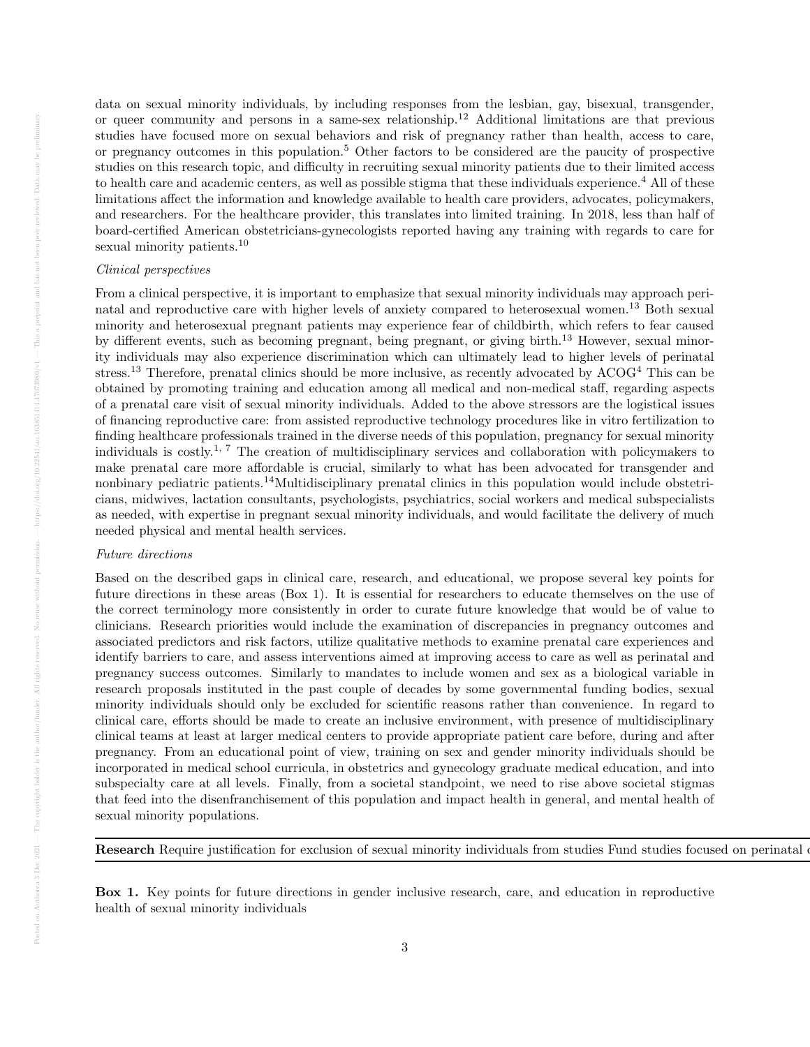data on sexual minority individuals, by including responses from the lesbian, gay, bisexual, transgender, or queer community and persons in a same-sex relationship.[12] Additional limitations are that previous studies have focused more on sexual behaviors and risk of pregnancy rather than health, access to care, or pregnancy outcomes in this population.[5] Other factors to be considered are the paucity of prospective studies on this research topic, and difficulty in recruiting sexual minority patients due to their limited access to health care and academic centers, as well as possible stigma that these individuals experience.[4] All of these limitations affect the information and knowledge available to health care providers, advocates, policymakers, and researchers. For the healthcare provider, this translates into limited training. In 2018, less than half of board-certified American obstetricians-gynecologists reported having any training with regards to care for sexual minority patients.[10]

*Clinical perspectives*

From a clinical perspective, it is important to emphasize that sexual minority individuals may approach perinatal and reproductive care with higher levels of anxiety compared to heterosexual women.[13] Both sexual minority and heterosexual pregnant patients may experience fear of childbirth, which refers to fear caused by different events, such as becoming pregnant, being pregnant, or giving birth.[13] However, sexual minority individuals may also experience discrimination which can ultimately lead to higher levels of perinatal stress.[13] Therefore, prenatal clinics should be more inclusive, as recently advocated by ACOG[4] This can be obtained by promoting training and education among all medical and non-medical staff, regarding aspects of a prenatal care visit of sexual minority individuals. Added to the above stressors are the logistical issues of financing reproductive care: from assisted reproductive technology procedures like in vitro fertilization to finding healthcare professionals trained in the diverse needs of this population, pregnancy for sexual minority individuals is costly.[1,7] The creation of multidisciplinary services and collaboration with policymakers to make prenatal care more affordable is crucial, similarly to what has been advocated for transgender and nonbinary pediatric patients.[14]Multidisciplinary prenatal clinics in this population would include obstetricians, midwives, lactation consultants, psychologists, psychiatrics, social workers and medical subspecialists as needed, with expertise in pregnant sexual minority individuals, and would facilitate the delivery of much needed physical and mental health services.

*Future directions*

Based on the described gaps in clinical care, research, and educational, we propose several key points for future directions in these areas (Box 1). It is essential for researchers to educate themselves on the use of the correct terminology more consistently in order to curate future knowledge that would be of value to clinicians. Research priorities would include the examination of discrepancies in pregnancy outcomes and associated predictors and risk factors, utilize qualitative methods to examine prenatal care experiences and identify barriers to care, and assess interventions aimed at improving access to care as well as perinatal and pregnancy success outcomes. Similarly to mandates to include women and sex as a biological variable in research proposals instituted in the past couple of decades by some governmental funding bodies, sexual minority individuals should only be excluded for scientific reasons rather than convenience. In regard to clinical care, efforts should be made to create an inclusive environment, with presence of multidisciplinary clinical teams at least at larger medical centers to provide appropriate patient care before, during and after pregnancy. From an educational point of view, training on sex and gender minority individuals should be incorporated in medical school curricula, in obstetrics and gynecology graduate medical education, and into subspecialty care at all levels. Finally, from a societal standpoint, we need to rise above societal stigmas that feed into the disenfranchisement of this population and impact health in general, and mental health of sexual minority populations.

| **Research** Require justification for exclusion of sexual minority individuals from studies Fund studies focused on perinatal c |
|---|

**Box 1.** Key points for future directions in gender inclusive research, care, and education in reproductive health of sexual minority individuals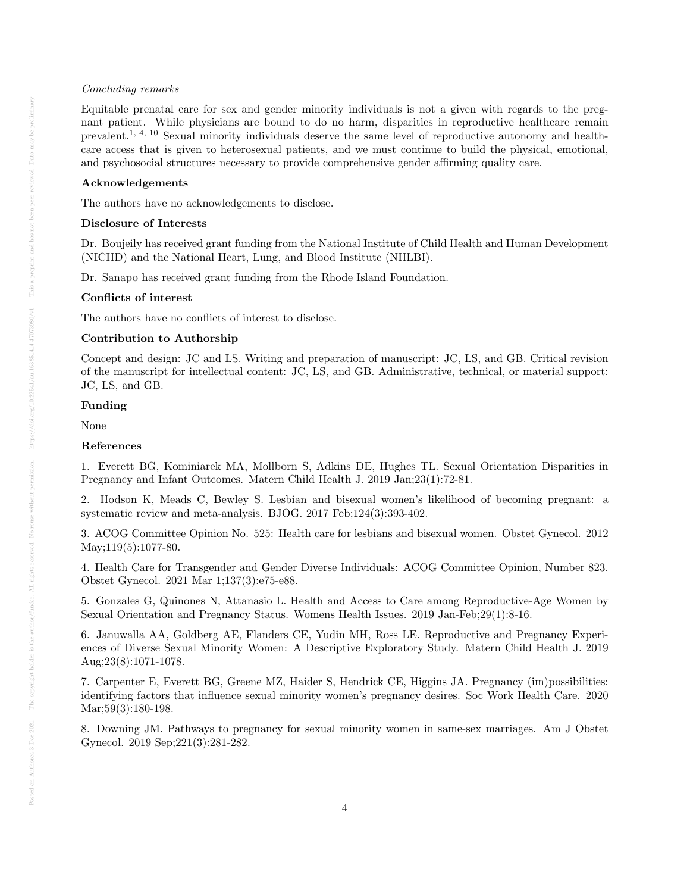*Concluding remarks*

Equitable prenatal care for sex and gender minority individuals is not a given with regards to the pregnant patient. While physicians are bound to do no harm, disparities in reproductive healthcare remain prevalent.[1, 4, 10] Sexual minority individuals deserve the same level of reproductive autonomy and healthcare access that is given to heterosexual patients, and we must continue to build the physical, emotional, and psychosocial structures necessary to provide comprehensive gender affirming quality care.

### Acknowledgements

The authors have no acknowledgements to disclose.

### Disclosure of Interests

Dr. Boujeily has received grant funding from the National Institute of Child Health and Human Development (NICHD) and the National Heart, Lung, and Blood Institute (NHLBI).

Dr. Sanapo has received grant funding from the Rhode Island Foundation.

### Conflicts of interest

The authors have no conflicts of interest to disclose.

### Contribution to Authorship

Concept and design: JC and LS. Writing and preparation of manuscript: JC, LS, and GB. Critical revision of the manuscript for intellectual content: JC, LS, and GB. Administrative, technical, or material support: JC, LS, and GB.

### Funding

None

### References

1. Everett BG, Kominiarek MA, Mollborn S, Adkins DE, Hughes TL. Sexual Orientation Disparities in Pregnancy and Infant Outcomes. Matern Child Health J. 2019 Jan;23(1):72-81.

2. Hodson K, Meads C, Bewley S. Lesbian and bisexual women's likelihood of becoming pregnant: a systematic review and meta-analysis. BJOG. 2017 Feb;124(3):393-402.

3. ACOG Committee Opinion No. 525: Health care for lesbians and bisexual women. Obstet Gynecol. 2012 May;119(5):1077-80.

4. Health Care for Transgender and Gender Diverse Individuals: ACOG Committee Opinion, Number 823. Obstet Gynecol. 2021 Mar 1;137(3):e75-e88.

5. Gonzales G, Quinones N, Attanasio L. Health and Access to Care among Reproductive-Age Women by Sexual Orientation and Pregnancy Status. Womens Health Issues. 2019 Jan-Feb;29(1):8-16.

6. Januwalla AA, Goldberg AE, Flanders CE, Yudin MH, Ross LE. Reproductive and Pregnancy Experiences of Diverse Sexual Minority Women: A Descriptive Exploratory Study. Matern Child Health J. 2019 Aug;23(8):1071-1078.

7. Carpenter E, Everett BG, Greene MZ, Haider S, Hendrick CE, Higgins JA. Pregnancy (im)possibilities: identifying factors that influence sexual minority women's pregnancy desires. Soc Work Health Care. 2020 Mar;59(3):180-198.

8. Downing JM. Pathways to pregnancy for sexual minority women in same-sex marriages. Am J Obstet Gynecol. 2019 Sep;221(3):281-282.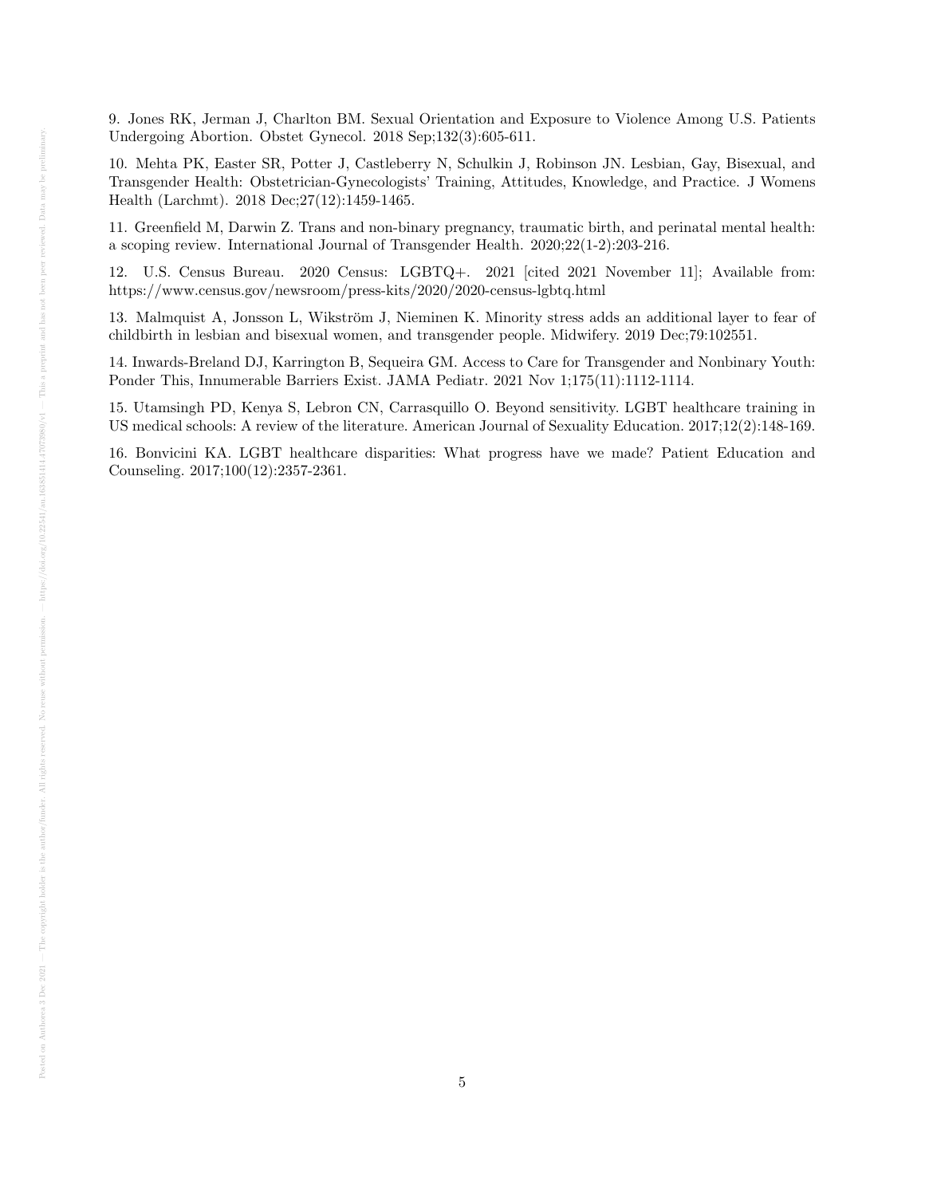9. Jones RK, Jerman J, Charlton BM. Sexual Orientation and Exposure to Violence Among U.S. Patients Undergoing Abortion. Obstet Gynecol. 2018 Sep;132(3):605-611.

10. Mehta PK, Easter SR, Potter J, Castleberry N, Schulkin J, Robinson JN. Lesbian, Gay, Bisexual, and Transgender Health: Obstetrician-Gynecologists' Training, Attitudes, Knowledge, and Practice. J Womens Health (Larchmt). 2018 Dec;27(12):1459-1465.

11. Greenfield M, Darwin Z. Trans and non-binary pregnancy, traumatic birth, and perinatal mental health: a scoping review. International Journal of Transgender Health. 2020;22(1-2):203-216.

12. U.S. Census Bureau. 2020 Census: LGBTQ+. 2021 [cited 2021 November 11]; Available from: https://www.census.gov/newsroom/press-kits/2020/2020-census-lgbtq.html

13. Malmquist A, Jonsson L, Wikström J, Nieminen K. Minority stress adds an additional layer to fear of childbirth in lesbian and bisexual women, and transgender people. Midwifery. 2019 Dec;79:102551.

14. Inwards-Breland DJ, Karrington B, Sequeira GM. Access to Care for Transgender and Nonbinary Youth: Ponder This, Innumerable Barriers Exist. JAMA Pediatr. 2021 Nov 1;175(11):1112-1114.

15. Utamsingh PD, Kenya S, Lebron CN, Carrasquillo O. Beyond sensitivity. LGBT healthcare training in US medical schools: A review of the literature. American Journal of Sexuality Education. 2017;12(2):148-169.

16. Bonvicini KA. LGBT healthcare disparities: What progress have we made? Patient Education and Counseling. 2017;100(12):2357-2361.